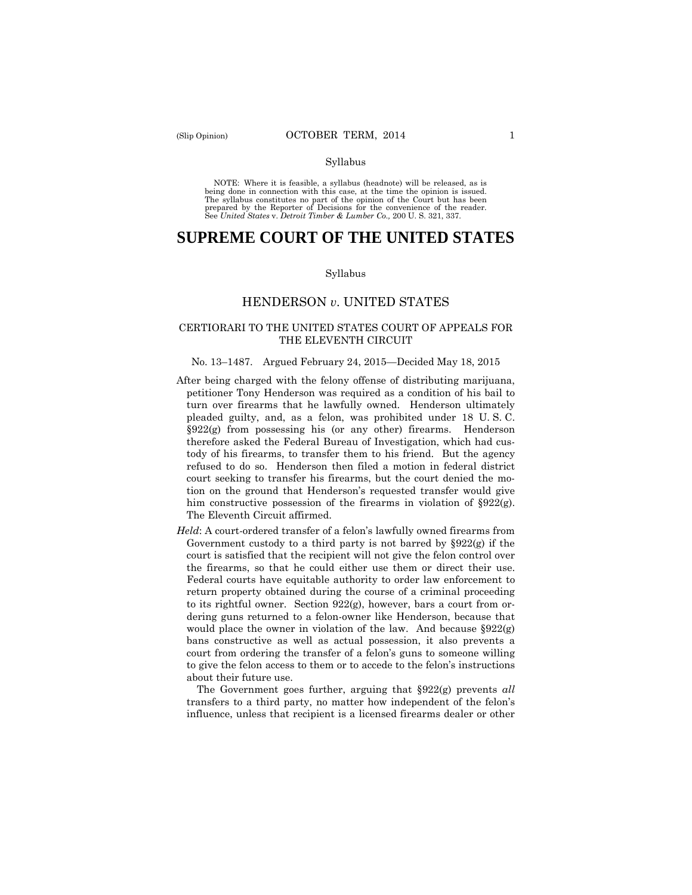Syllabus

NOTE: Where it is feasible, a syllabus (headnote) will be released, as is being done in connection with this case, at the time the opinion is issued. The syllabus constitutes no part of the opinion of the Court but has been prepared by the Reporter of Decisions for the convenience of the reader. See *United States* v. *Detroit Timber & Lumber Co.,* 200 U. S. 321, 337.

# SUPREME COURT OF THE UNITED STATES

Syllabus

## HENDERSON *v.* UNITED STATES

### CERTIORARI TO THE UNITED STATES COURT OF APPEALS FOR THE ELEVENTH CIRCUIT

No. 13–1487. Argued February 24, 2015—Decided May 18, 2015

After being charged with the felony offense of distributing marijuana, petitioner Tony Henderson was required as a condition of his bail to turn over firearms that he lawfully owned. Henderson ultimately pleaded guilty, and, as a felon, was prohibited under 18 U. S. C. §922(g) from possessing his (or any other) firearms. Henderson therefore asked the Federal Bureau of Investigation, which had custody of his firearms, to transfer them to his friend. But the agency refused to do so. Henderson then filed a motion in federal district court seeking to transfer his firearms, but the court denied the motion on the ground that Henderson's requested transfer would give him constructive possession of the firearms in violation of §922(g). The Eleventh Circuit affirmed.

*Held*: A court-ordered transfer of a felon's lawfully owned firearms from Government custody to a third party is not barred by §922(g) if the court is satisfied that the recipient will not give the felon control over the firearms, so that he could either use them or direct their use. Federal courts have equitable authority to order law enforcement to return property obtained during the course of a criminal proceeding to its rightful owner. Section 922(g), however, bars a court from ordering guns returned to a felon-owner like Henderson, because that would place the owner in violation of the law. And because §922(g) bans constructive as well as actual possession, it also prevents a court from ordering the transfer of a felon's guns to someone willing to give the felon access to them or to accede to the felon's instructions about their future use.

The Government goes further, arguing that §922(g) prevents *all* transfers to a third party, no matter how independent of the felon's influence, unless that recipient is a licensed firearms dealer or other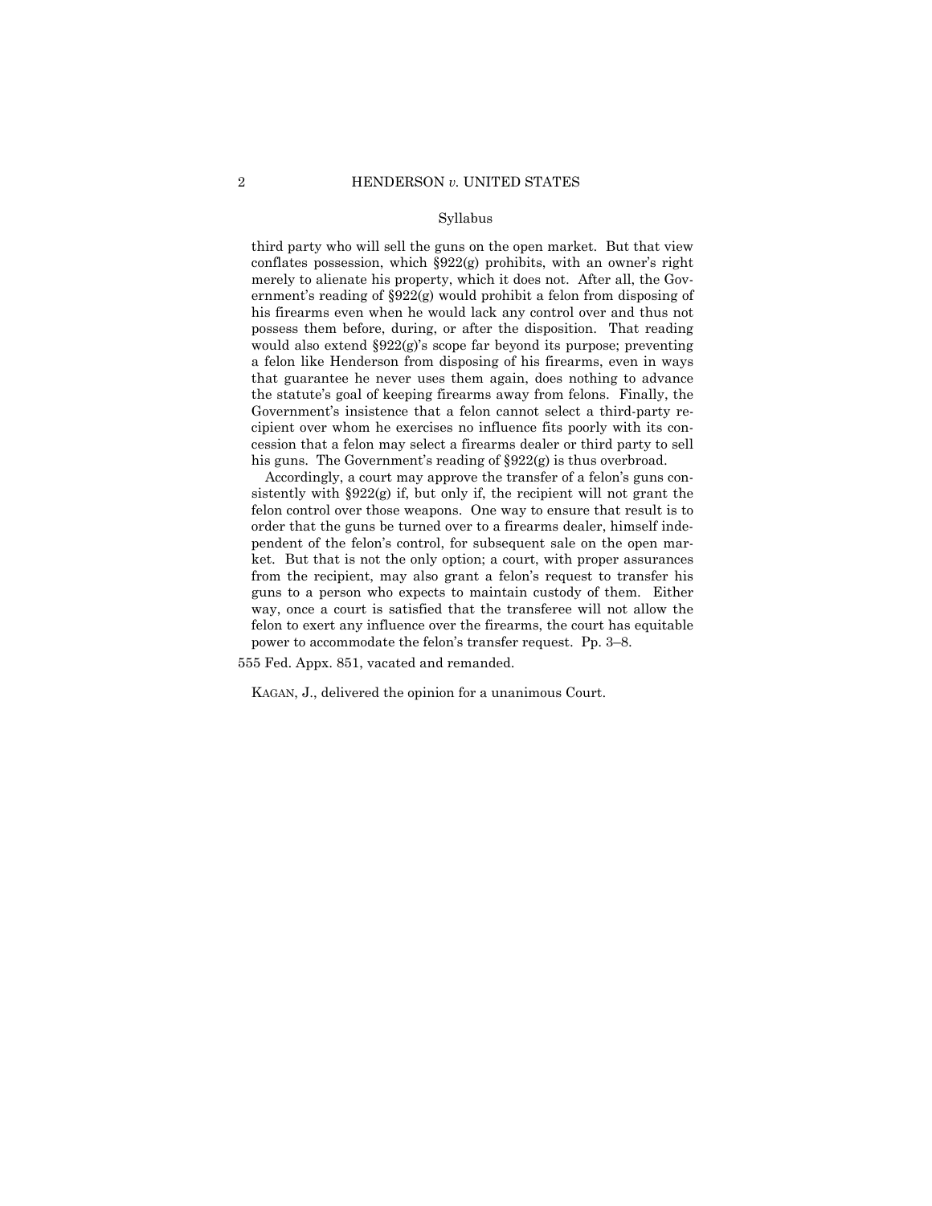Syllabus

third party who will sell the guns on the open market. But that view conflates possession, which §922(g) prohibits, with an owner's right merely to alienate his property, which it does not. After all, the Government's reading of §922(g) would prohibit a felon from disposing of his firearms even when he would lack any control over and thus not possess them before, during, or after the disposition. That reading would also extend §922(g)'s scope far beyond its purpose; preventing a felon like Henderson from disposing of his firearms, even in ways that guarantee he never uses them again, does nothing to advance the statute's goal of keeping firearms away from felons. Finally, the Government's insistence that a felon cannot select a third-party recipient over whom he exercises no influence fits poorly with its concession that a felon may select a firearms dealer or third party to sell his guns. The Government's reading of §922(g) is thus overbroad.

Accordingly, a court may approve the transfer of a felon's guns consistently with §922(g) if, but only if, the recipient will not grant the felon control over those weapons. One way to ensure that result is to order that the guns be turned over to a firearms dealer, himself independent of the felon's control, for subsequent sale on the open market. But that is not the only option; a court, with proper assurances from the recipient, may also grant a felon's request to transfer his guns to a person who expects to maintain custody of them. Either way, once a court is satisfied that the transferee will not allow the felon to exert any influence over the firearms, the court has equitable power to accommodate the felon's transfer request. Pp. 3–8.

555 Fed. Appx. 851, vacated and remanded.

KAGAN, J., delivered the opinion for a unanimous Court.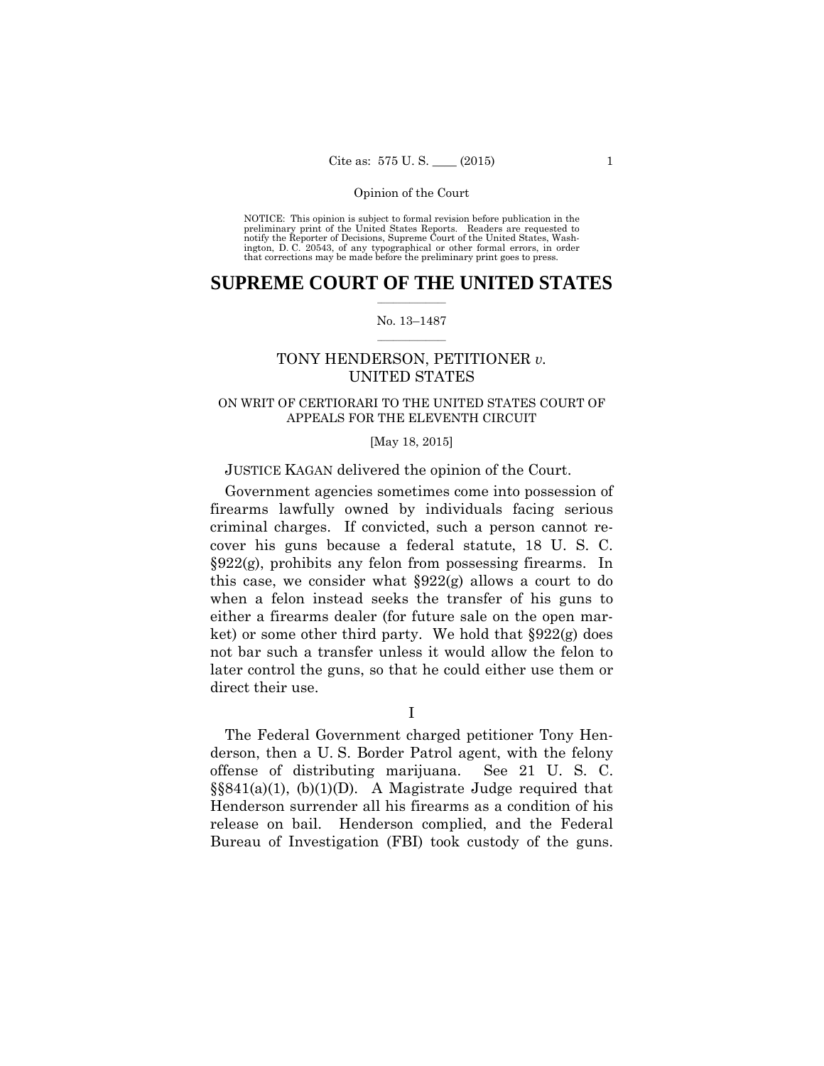NOTICE: This opinion is subject to formal revision before publication in the preliminary print of the United States Reports. Readers are requested to notify the Reporter of Decisions, Supreme Court of the United States, Washington, D. C. 20543, of any typographical or other formal errors, in order that corrections may be made before the preliminary print goes to press.

# SUPREME COURT OF THE UNITED STATES

No. 13–1487

TONY HENDERSON, PETITIONER *v.* UNITED STATES

ON WRIT OF CERTIORARI TO THE UNITED STATES COURT OF APPEALS FOR THE ELEVENTH CIRCUIT

[May 18, 2015]

JUSTICE KAGAN delivered the opinion of the Court.

Government agencies sometimes come into possession of firearms lawfully owned by individuals facing serious criminal charges. If convicted, such a person cannot recover his guns because a federal statute, 18 U. S. C. §922(g), prohibits any felon from possessing firearms. In this case, we consider what §922(g) allows a court to do when a felon instead seeks the transfer of his guns to either a firearms dealer (for future sale on the open market) or some other third party. We hold that §922(g) does not bar such a transfer unless it would allow the felon to later control the guns, so that he could either use them or direct their use.

I

The Federal Government charged petitioner Tony Henderson, then a U. S. Border Patrol agent, with the felony offense of distributing marijuana. See 21 U. S. C. §§841(a)(1), (b)(1)(D). A Magistrate Judge required that Henderson surrender all his firearms as a condition of his release on bail. Henderson complied, and the Federal Bureau of Investigation (FBI) took custody of the guns.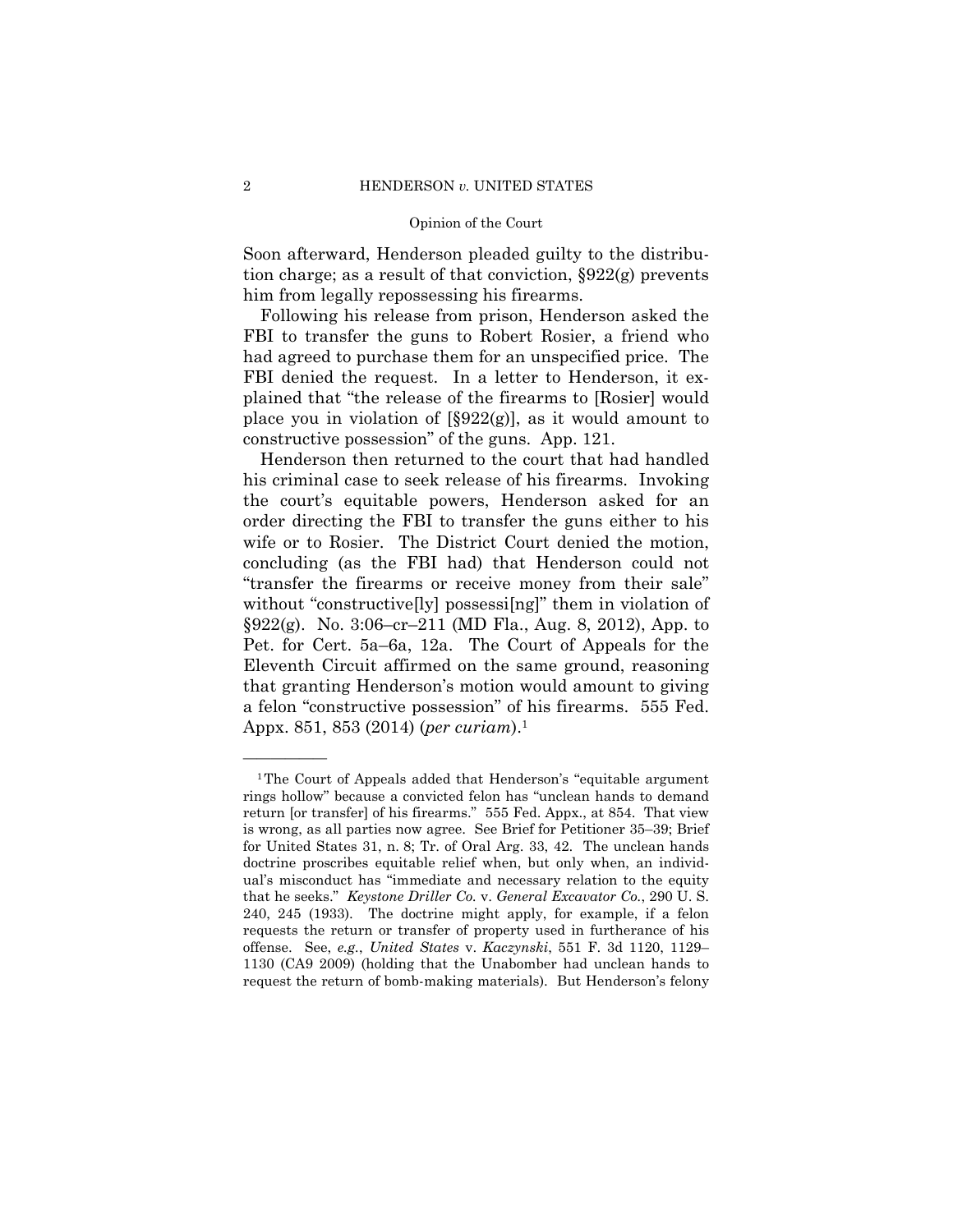Soon afterward, Henderson pleaded guilty to the distribution charge; as a result of that conviction, §922(g) prevents him from legally repossessing his firearms.

Following his release from prison, Henderson asked the FBI to transfer the guns to Robert Rosier, a friend who had agreed to purchase them for an unspecified price. The FBI denied the request. In a letter to Henderson, it explained that "the release of the firearms to [Rosier] would place you in violation of [§922(g)], as it would amount to constructive possession" of the guns. App. 121.

Henderson then returned to the court that had handled his criminal case to seek release of his firearms. Invoking the court's equitable powers, Henderson asked for an order directing the FBI to transfer the guns either to his wife or to Rosier. The District Court denied the motion, concluding (as the FBI had) that Henderson could not "transfer the firearms or receive money from their sale" without "constructive[ly] possessi[ng]" them in violation of §922(g). No. 3:06–cr–211 (MD Fla., Aug. 8, 2012), App. to Pet. for Cert. 5a–6a, 12a. The Court of Appeals for the Eleventh Circuit affirmed on the same ground, reasoning that granting Henderson's motion would amount to giving a felon "constructive possession" of his firearms. 555 Fed. Appx. 851, 853 (2014) (*per curiam*).[1]

---

[1] The Court of Appeals added that Henderson's "equitable argument rings hollow" because a convicted felon has "unclean hands to demand return [or transfer] of his firearms." 555 Fed. Appx., at 854. That view is wrong, as all parties now agree. See Brief for Petitioner 35–39; Brief for United States 31, n. 8; Tr. of Oral Arg. 33, 42. The unclean hands doctrine proscribes equitable relief when, but only when, an individual's misconduct has "immediate and necessary relation to the equity that he seeks." *Keystone Driller Co.* v. *General Excavator Co.*, 290 U. S. 240, 245 (1933). The doctrine might apply, for example, if a felon requests the return or transfer of property used in furtherance of his offense. See, *e.g.*, *United States* v. *Kaczynski*, 551 F. 3d 1120, 1129–1130 (CA9 2009) (holding that the Unabomber had unclean hands to request the return of bomb-making materials). But Henderson's felony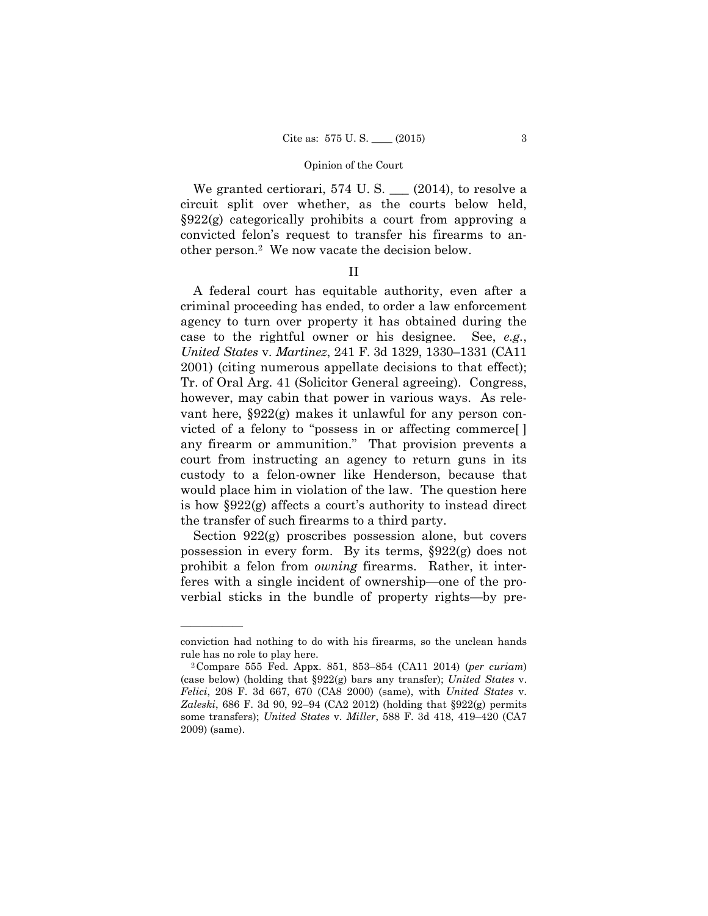We granted certiorari, 574 U. S. ___ (2014), to resolve a circuit split over whether, as the courts below held, §922(g) categorically prohibits a court from approving a convicted felon's request to transfer his firearms to another person.[2] We now vacate the decision below.

## II

A federal court has equitable authority, even after a criminal proceeding has ended, to order a law enforcement agency to turn over property it has obtained during the case to the rightful owner or his designee. See, *e.g.*, *United States* v. *Martinez*, 241 F. 3d 1329, 1330–1331 (CA11 2001) (citing numerous appellate decisions to that effect); Tr. of Oral Arg. 41 (Solicitor General agreeing). Congress, however, may cabin that power in various ways. As relevant here, §922(g) makes it unlawful for any person convicted of a felony to "possess in or affecting commerce[ ] any firearm or ammunition." That provision prevents a court from instructing an agency to return guns in its custody to a felon-owner like Henderson, because that would place him in violation of the law. The question here is how §922(g) affects a court's authority to instead direct the transfer of such firearms to a third party.

Section 922(g) proscribes possession alone, but covers possession in every form. By its terms, §922(g) does not prohibit a felon from *owning* firearms. Rather, it interferes with a single incident of ownership—one of the proverbial sticks in the bundle of property rights—by pre-

---

conviction had nothing to do with his firearms, so the unclean hands rule has no role to play here.

[2] Compare 555 Fed. Appx. 851, 853–854 (CA11 2014) (*per curiam*) (case below) (holding that §922(g) bars any transfer); *United States* v. *Felici*, 208 F. 3d 667, 670 (CA8 2000) (same), with *United States* v. *Zaleski*, 686 F. 3d 90, 92–94 (CA2 2012) (holding that §922(g) permits some transfers); *United States* v. *Miller*, 588 F. 3d 418, 419–420 (CA7 2009) (same).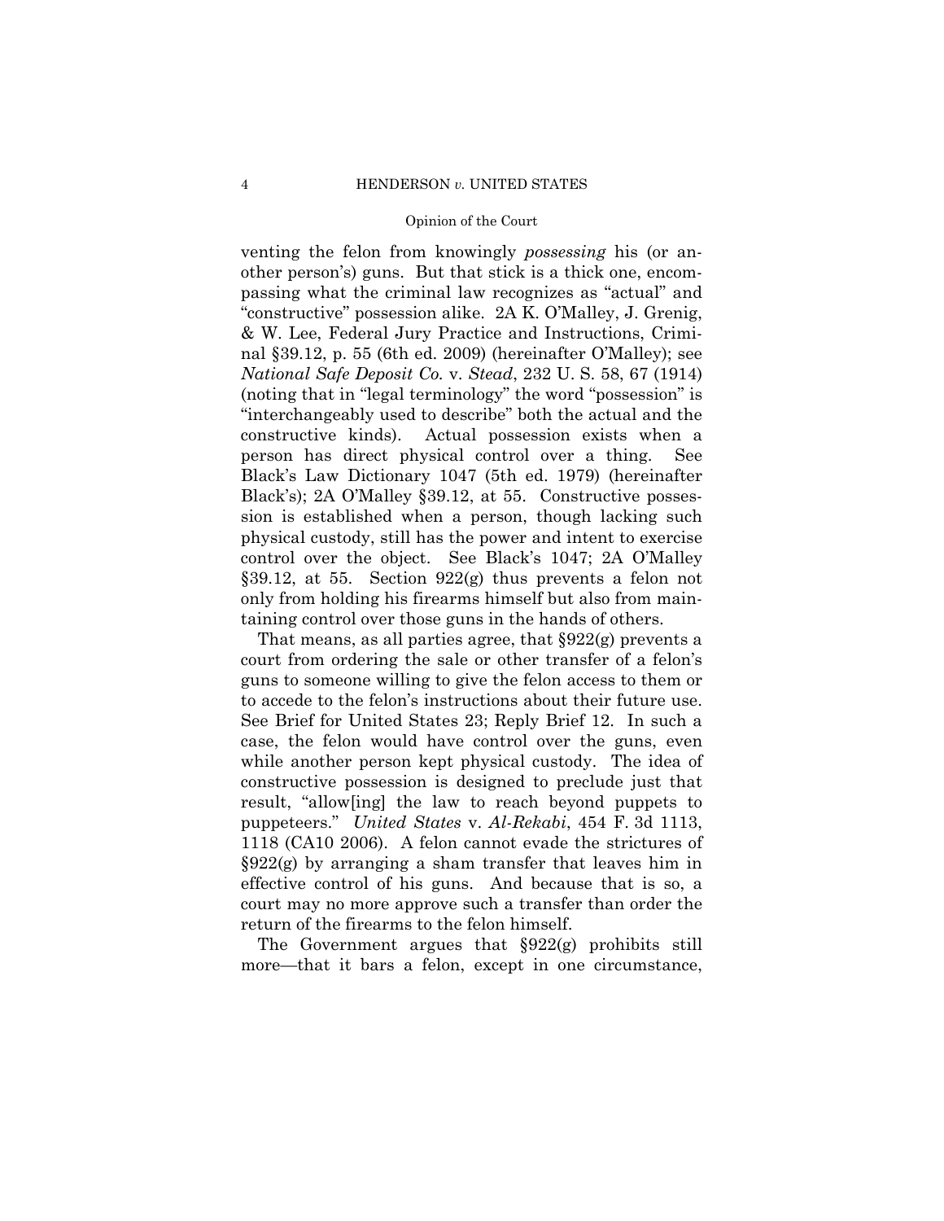venting the felon from knowingly *possessing* his (or another person's) guns. But that stick is a thick one, encompassing what the criminal law recognizes as "actual" and "constructive" possession alike. 2A K. O'Malley, J. Grenig, & W. Lee, Federal Jury Practice and Instructions, Criminal §39.12, p. 55 (6th ed. 2009) (hereinafter O'Malley); see *National Safe Deposit Co.* v. *Stead*, 232 U. S. 58, 67 (1914) (noting that in "legal terminology" the word "possession" is "interchangeably used to describe" both the actual and the constructive kinds). Actual possession exists when a person has direct physical control over a thing. See Black's Law Dictionary 1047 (5th ed. 1979) (hereinafter Black's); 2A O'Malley §39.12, at 55. Constructive possession is established when a person, though lacking such physical custody, still has the power and intent to exercise control over the object. See Black's 1047; 2A O'Malley §39.12, at 55. Section 922(g) thus prevents a felon not only from holding his firearms himself but also from maintaining control over those guns in the hands of others.

That means, as all parties agree, that §922(g) prevents a court from ordering the sale or other transfer of a felon's guns to someone willing to give the felon access to them or to accede to the felon's instructions about their future use. See Brief for United States 23; Reply Brief 12. In such a case, the felon would have control over the guns, even while another person kept physical custody. The idea of constructive possession is designed to preclude just that result, "allow[ing] the law to reach beyond puppets to puppeteers." *United States* v. *Al-Rekabi*, 454 F. 3d 1113, 1118 (CA10 2006). A felon cannot evade the strictures of §922(g) by arranging a sham transfer that leaves him in effective control of his guns. And because that is so, a court may no more approve such a transfer than order the return of the firearms to the felon himself.

The Government argues that §922(g) prohibits still more—that it bars a felon, except in one circumstance,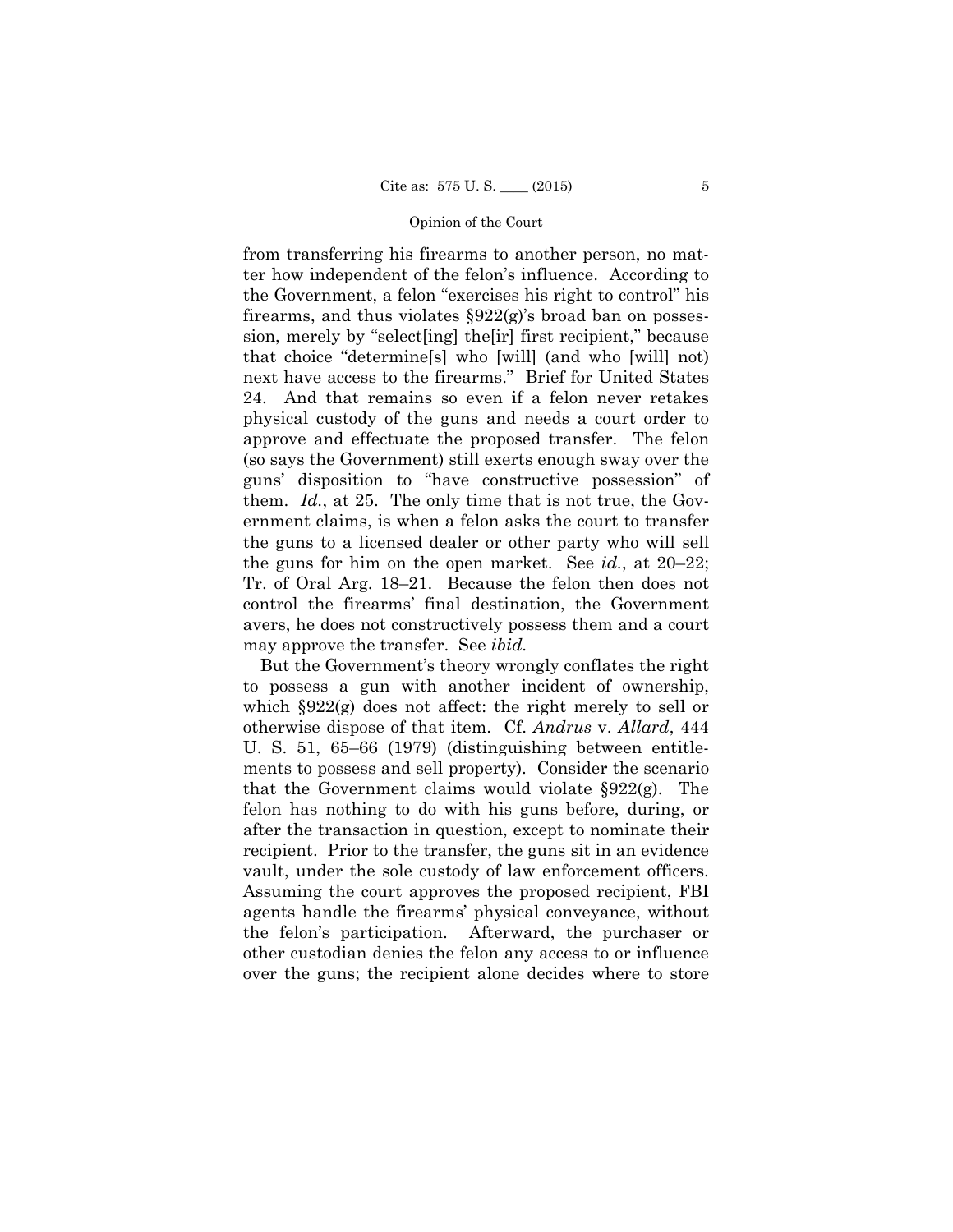from transferring his firearms to another person, no matter how independent of the felon's influence. According to the Government, a felon "exercises his right to control" his firearms, and thus violates §922(g)'s broad ban on possession, merely by "select[ing] the[ir] first recipient," because that choice "determine[s] who [will] (and who [will] not) next have access to the firearms." Brief for United States 24. And that remains so even if a felon never retakes physical custody of the guns and needs a court order to approve and effectuate the proposed transfer. The felon (so says the Government) still exerts enough sway over the guns' disposition to "have constructive possession" of them. *Id.*, at 25. The only time that is not true, the Government claims, is when a felon asks the court to transfer the guns to a licensed dealer or other party who will sell the guns for him on the open market. See *id.*, at 20–22; Tr. of Oral Arg. 18–21. Because the felon then does not control the firearms' final destination, the Government avers, he does not constructively possess them and a court may approve the transfer. See *ibid.*

But the Government's theory wrongly conflates the right to possess a gun with another incident of ownership, which §922(g) does not affect: the right merely to sell or otherwise dispose of that item. Cf. *Andrus* v. *Allard*, 444 U. S. 51, 65–66 (1979) (distinguishing between entitlements to possess and sell property). Consider the scenario that the Government claims would violate §922(g). The felon has nothing to do with his guns before, during, or after the transaction in question, except to nominate their recipient. Prior to the transfer, the guns sit in an evidence vault, under the sole custody of law enforcement officers. Assuming the court approves the proposed recipient, FBI agents handle the firearms' physical conveyance, without the felon's participation. Afterward, the purchaser or other custodian denies the felon any access to or influence over the guns; the recipient alone decides where to store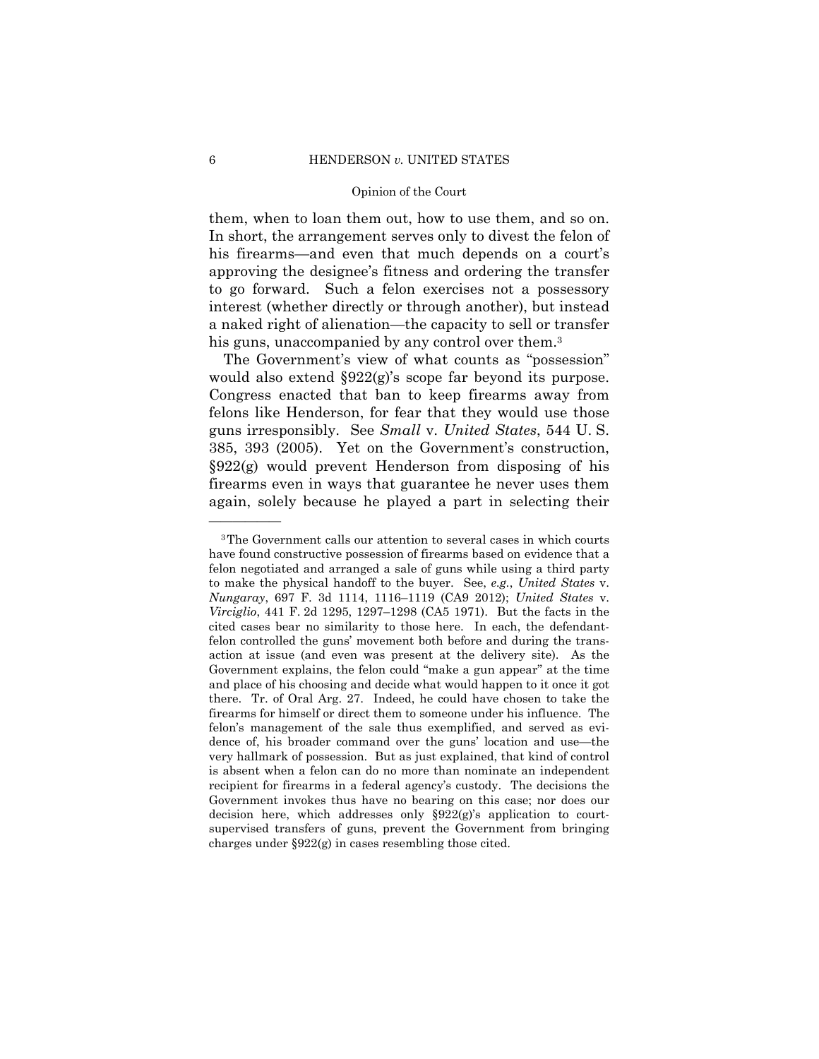them, when to loan them out, how to use them, and so on. In short, the arrangement serves only to divest the felon of his firearms—and even that much depends on a court's approving the designee's fitness and ordering the transfer to go forward. Such a felon exercises not a possessory interest (whether directly or through another), but instead a naked right of alienation—the capacity to sell or transfer his guns, unaccompanied by any control over them.[3]

The Government's view of what counts as "possession" would also extend §922(g)'s scope far beyond its purpose. Congress enacted that ban to keep firearms away from felons like Henderson, for fear that they would use those guns irresponsibly. See *Small* v. *United States*, 544 U. S. 385, 393 (2005). Yet on the Government's construction, §922(g) would prevent Henderson from disposing of his firearms even in ways that guarantee he never uses them again, solely because he played a part in selecting their

---

[3] The Government calls our attention to several cases in which courts have found constructive possession of firearms based on evidence that a felon negotiated and arranged a sale of guns while using a third party to make the physical handoff to the buyer. See, *e.g.*, *United States* v. *Nungaray*, 697 F. 3d 1114, 1116–1119 (CA9 2012); *United States* v. *Virciglio*, 441 F. 2d 1295, 1297–1298 (CA5 1971). But the facts in the cited cases bear no similarity to those here. In each, the defendant-felon controlled the guns' movement both before and during the transaction at issue (and even was present at the delivery site). As the Government explains, the felon could "make a gun appear" at the time and place of his choosing and decide what would happen to it once it got there. Tr. of Oral Arg. 27. Indeed, he could have chosen to take the firearms for himself or direct them to someone under his influence. The felon's management of the sale thus exemplified, and served as evidence of, his broader command over the guns' location and use—the very hallmark of possession. But as just explained, that kind of control is absent when a felon can do no more than nominate an independent recipient for firearms in a federal agency's custody. The decisions the Government invokes thus have no bearing on this case; nor does our decision here, which addresses only §922(g)'s application to court-supervised transfers of guns, prevent the Government from bringing charges under §922(g) in cases resembling those cited.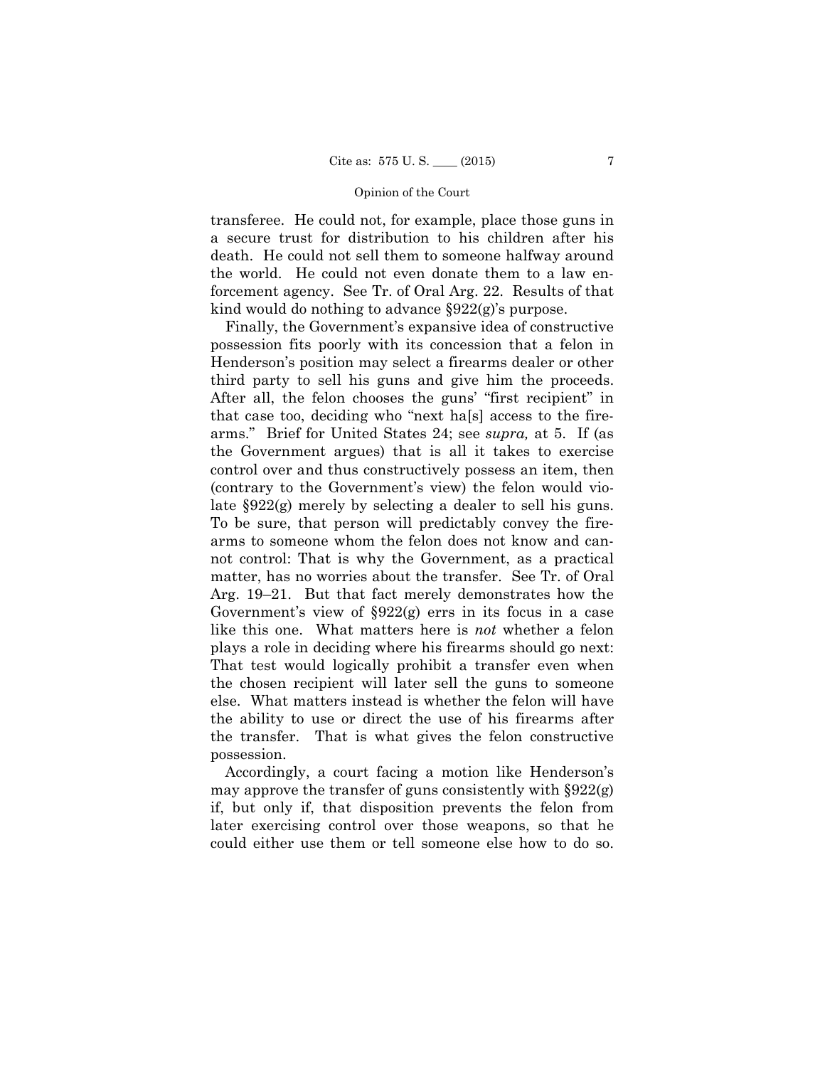transferee. He could not, for example, place those guns in a secure trust for distribution to his children after his death. He could not sell them to someone halfway around the world. He could not even donate them to a law enforcement agency. See Tr. of Oral Arg. 22. Results of that kind would do nothing to advance §922(g)'s purpose.

Finally, the Government's expansive idea of constructive possession fits poorly with its concession that a felon in Henderson's position may select a firearms dealer or other third party to sell his guns and give him the proceeds. After all, the felon chooses the guns' "first recipient" in that case too, deciding who "next ha[s] access to the firearms." Brief for United States 24; see *supra,* at 5. If (as the Government argues) that is all it takes to exercise control over and thus constructively possess an item, then (contrary to the Government's view) the felon would violate §922(g) merely by selecting a dealer to sell his guns. To be sure, that person will predictably convey the firearms to someone whom the felon does not know and cannot control: That is why the Government, as a practical matter, has no worries about the transfer. See Tr. of Oral Arg. 19–21. But that fact merely demonstrates how the Government's view of §922(g) errs in its focus in a case like this one. What matters here is *not* whether a felon plays a role in deciding where his firearms should go next: That test would logically prohibit a transfer even when the chosen recipient will later sell the guns to someone else. What matters instead is whether the felon will have the ability to use or direct the use of his firearms after the transfer. That is what gives the felon constructive possession.

Accordingly, a court facing a motion like Henderson's may approve the transfer of guns consistently with §922(g) if, but only if, that disposition prevents the felon from later exercising control over those weapons, so that he could either use them or tell someone else how to do so.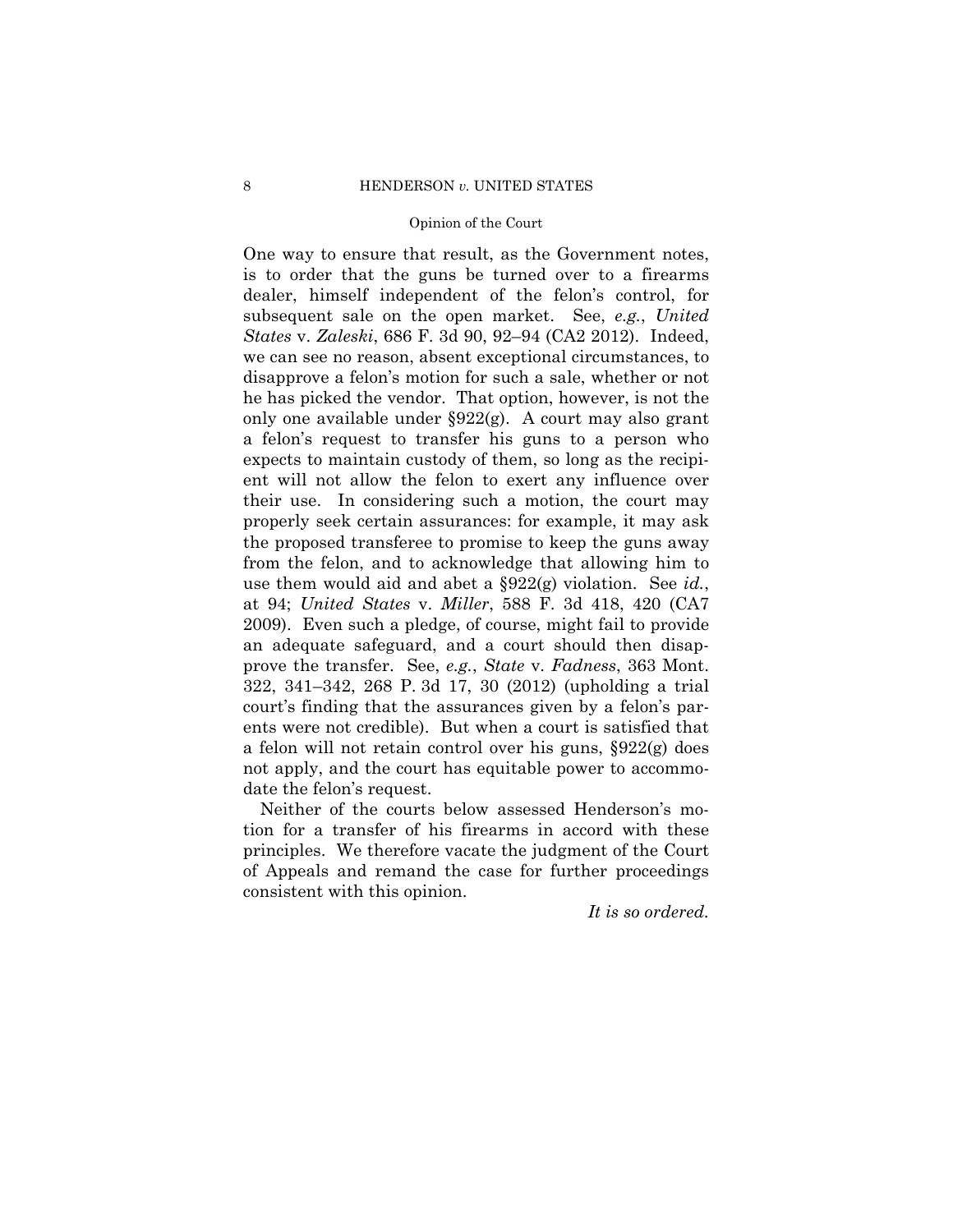One way to ensure that result, as the Government notes, is to order that the guns be turned over to a firearms dealer, himself independent of the felon's control, for subsequent sale on the open market. See, *e.g.*, *United States* v. *Zaleski*, 686 F. 3d 90, 92–94 (CA2 2012). Indeed, we can see no reason, absent exceptional circumstances, to disapprove a felon's motion for such a sale, whether or not he has picked the vendor. That option, however, is not the only one available under §922(g). A court may also grant a felon's request to transfer his guns to a person who expects to maintain custody of them, so long as the recipient will not allow the felon to exert any influence over their use. In considering such a motion, the court may properly seek certain assurances: for example, it may ask the proposed transferee to promise to keep the guns away from the felon, and to acknowledge that allowing him to use them would aid and abet a §922(g) violation. See *id.*, at 94; *United States* v. *Miller*, 588 F. 3d 418, 420 (CA7 2009). Even such a pledge, of course, might fail to provide an adequate safeguard, and a court should then disapprove the transfer. See, *e.g.*, *State* v. *Fadness*, 363 Mont. 322, 341–342, 268 P. 3d 17, 30 (2012) (upholding a trial court's finding that the assurances given by a felon's parents were not credible). But when a court is satisfied that a felon will not retain control over his guns, §922(g) does not apply, and the court has equitable power to accommodate the felon's request.

Neither of the courts below assessed Henderson's motion for a transfer of his firearms in accord with these principles. We therefore vacate the judgment of the Court of Appeals and remand the case for further proceedings consistent with this opinion.

*It is so ordered.*